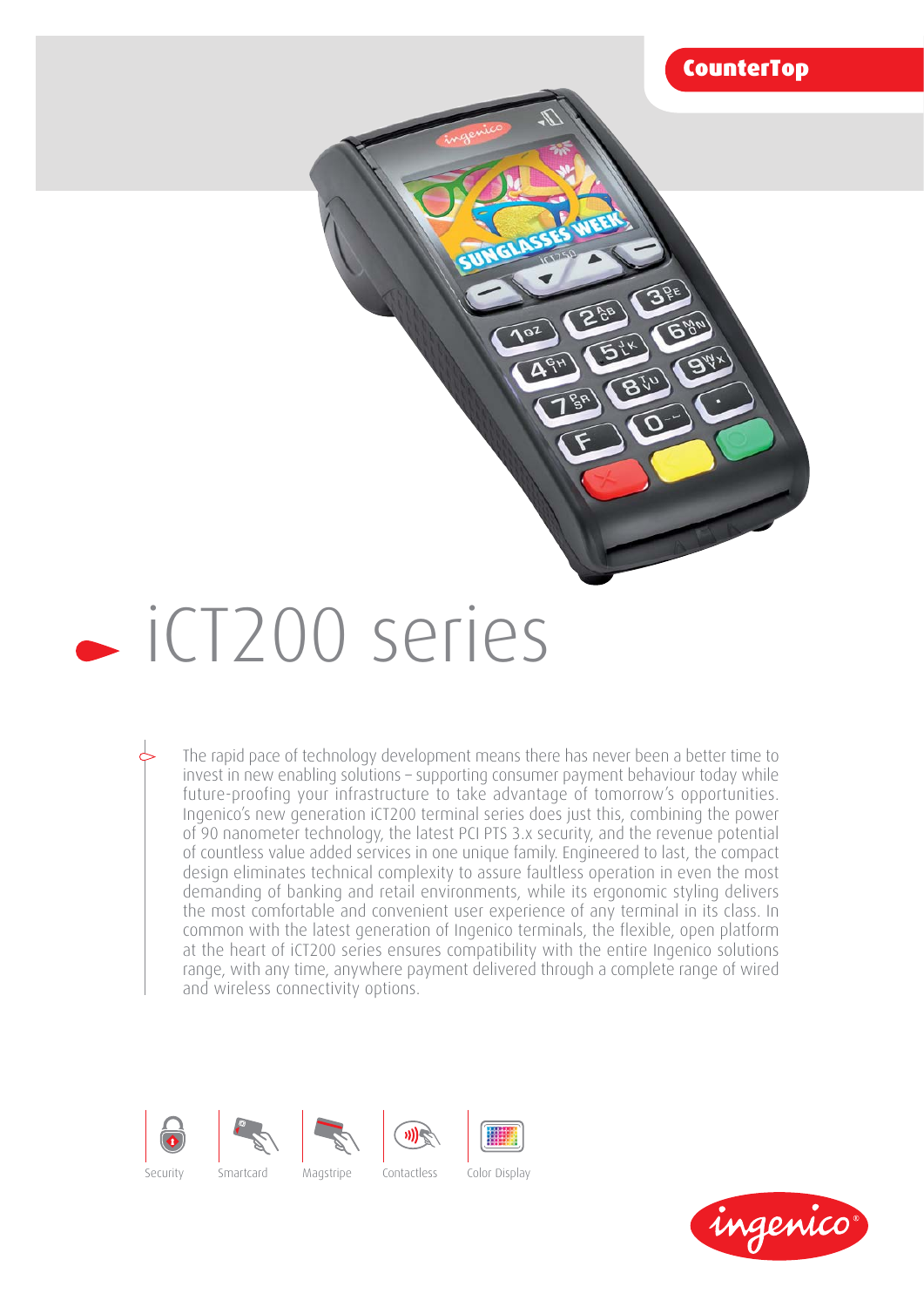CounterTop

# iCT200 series

The rapid pace of technology development means there has never been a better time to invest in new enabling solutions – supporting consumer payment behaviour today while future-proofing your infrastructure to take advantage of tomorrow's opportunities. Ingenico's new generation iCT200 terminal series does just this, combining the power of 90 nanometer technology, the latest PCI PTS 3.x security, and the revenue potential of countless value added services in one unique family. Engineered to last, the compact design eliminates technical complexity to assure faultless operation in even the most demanding of banking and retail environments, while its ergonomic styling delivers the most comfortable and convenient user experience of any terminal in its class. In common with the latest generation of Ingenico terminals, the flexible, open platform at the heart of iCT200 series ensures compatibility with the entire Ingenico solutions range, with any time, anywhere payment delivered through a complete range of wired and wireless connectivity options.

Security | Smartcard | Magstripe | Contactless | Color Display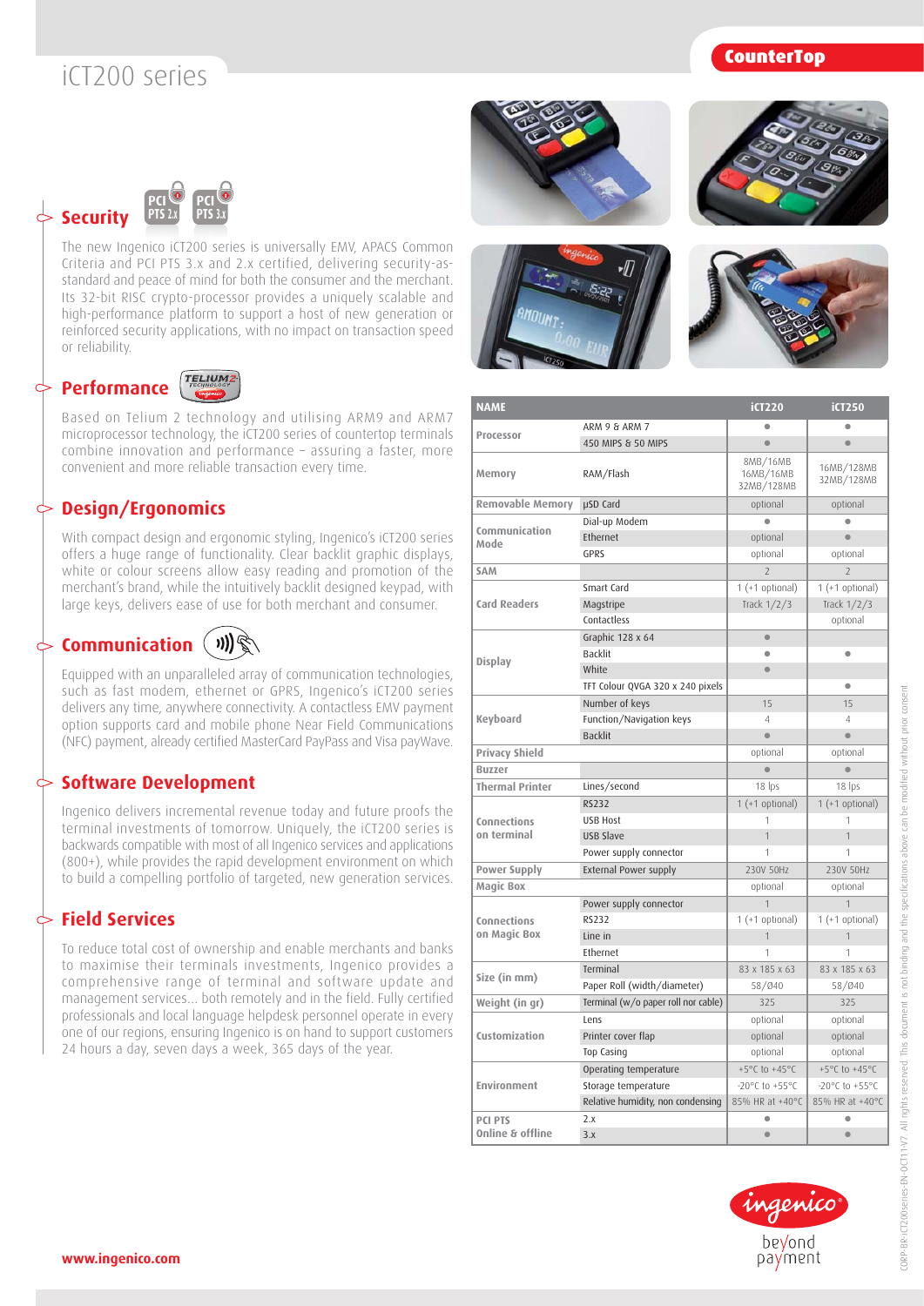# iCT200 series

**CounterTop**

## Security

The new Ingenico iCT200 series is universally EMV, APACS Common Criteria and PCI PTS 3.x and 2.x certified, delivering security-as-standard and peace of mind for both the consumer and the merchant. Its 32-bit RISC crypto-processor provides a uniquely scalable and high-performance platform to support a host of new generation or reinforced security applications, with no impact on transaction speed or reliability.

## Performance

Based on Telium 2 technology and utilising ARM9 and ARM7 microprocessor technology, the iCT200 series of countertop terminals combine innovation and performance – assuring a faster, more convenient and more reliable transaction every time.

## Design/Ergonomics

With compact design and ergonomic styling, Ingenico's iCT200 series offers a huge range of functionality. Clear backlit graphic displays, white or colour screens allow easy reading and promotion of the merchant's brand, while the intuitively backlit designed keypad, with large keys, delivers ease of use for both merchant and consumer.

## Communication

Equipped with an unparalleled array of communication technologies, such as fast modem, ethernet or GPRS, Ingenico's iCT200 series delivers any time, anywhere connectivity. A contactless EMV payment option supports card and mobile phone Near Field Communications (NFC) payment, already certified MasterCard PayPass and Visa payWave.

## Software Development

Ingenico delivers incremental revenue today and future proofs the terminal investments of tomorrow. Uniquely, the iCT200 series is backwards compatible with most of all Ingenico services and applications (800+), while provides the rapid development environment on which to build a compelling portfolio of targeted, new generation services.

## Field Services

To reduce total cost of ownership and enable merchants and banks to maximise their terminals investments, Ingenico provides a comprehensive range of terminal and software update and management services... both remotely and in the field. Fully certified professionals and local language helpdesk personnel operate in every one of our regions, ensuring Ingenico is on hand to support customers 24 hours a day, seven days a week, 365 days of the year.

| NAME | | iCT220 | iCT250 |
|---|---|---|---|
| Processor | ARM 9 & ARM 7 | ● | ● |
| | 450 MIPS & 50 MIPS | ● | ● |
| Memory | RAM/Flash | 8MB/16MB 16MB/16MB 32MB/128MB | 16MB/128MB 32MB/128MB |
| Removable Memory | µSD Card | optional | optional |
| Communication Mode | Dial-up Modem | ● | ● |
| | Ethernet | optional | ● |
| | GPRS | optional | optional |
| SAM | | 2 | 2 |
| Card Readers | Smart Card | 1 (+1 optional) | 1 (+1 optional) |
| | Magstripe | Track 1/2/3 | Track 1/2/3 |
| | Contactless | | optional |
| Display | Graphic 128 x 64 | ● | |
| | Backlit | ● | ● |
| | White | ● | |
| | TFT Colour QVGA 320 x 240 pixels | | ● |
| Keyboard | Number of keys | 15 | 15 |
| | Function/Navigation keys | 4 | 4 |
| | Backlit | ● | ● |
| Privacy Shield | | optional | optional |
| Buzzer | | ● | ● |
| Thermal Printer | Lines/second | 18 lps | 18 lps |
| Connections on terminal | RS232 | 1 (+1 optional) | 1 (+1 optional) |
| | USB Host | 1 | 1 |
| | USB Slave | 1 | 1 |
| | Power supply connector | 1 | 1 |
| Power Supply | External Power supply | 230V 50Hz | 230V 50Hz |
| Magic Box | | optional | optional |
| Connections on Magic Box | Power supply connector | 1 | 1 |
| | RS232 | 1 (+1 optional) | 1 (+1 optional) |
| | Line in | 1 | 1 |
| | Ethernet | 1 | 1 |
| Size (in mm) | Terminal | 83 x 185 x 63 | 83 x 185 x 63 |
| | Paper Roll (width/diameter) | 58/Ø40 | 58/Ø40 |
| Weight (in gr) | Terminal (w/o paper roll nor cable) | 325 | 325 |
| Customization | Lens | optional | optional |
| | Printer cover flap | optional | optional |
| | Top Casing | optional | optional |
| Environment | Operating temperature | +5°C to +45°C | +5°C to +45°C |
| | Storage temperature | -20°C to +55°C | -20°C to +55°C |
| | Relative humidity, non condensing | 85% HR at +40°C | 85% HR at +40°C |
| PCI PTS Online & offline | 2.x | ● | ● |
| | 3.x | ● | ● |

ingenico
beyond payment

www.ingenico.com

CORP-BR-iCT200series-EN-OCT11-V7. All rights reserved. This document is not binding and the specifications above can be modified without prior consent.